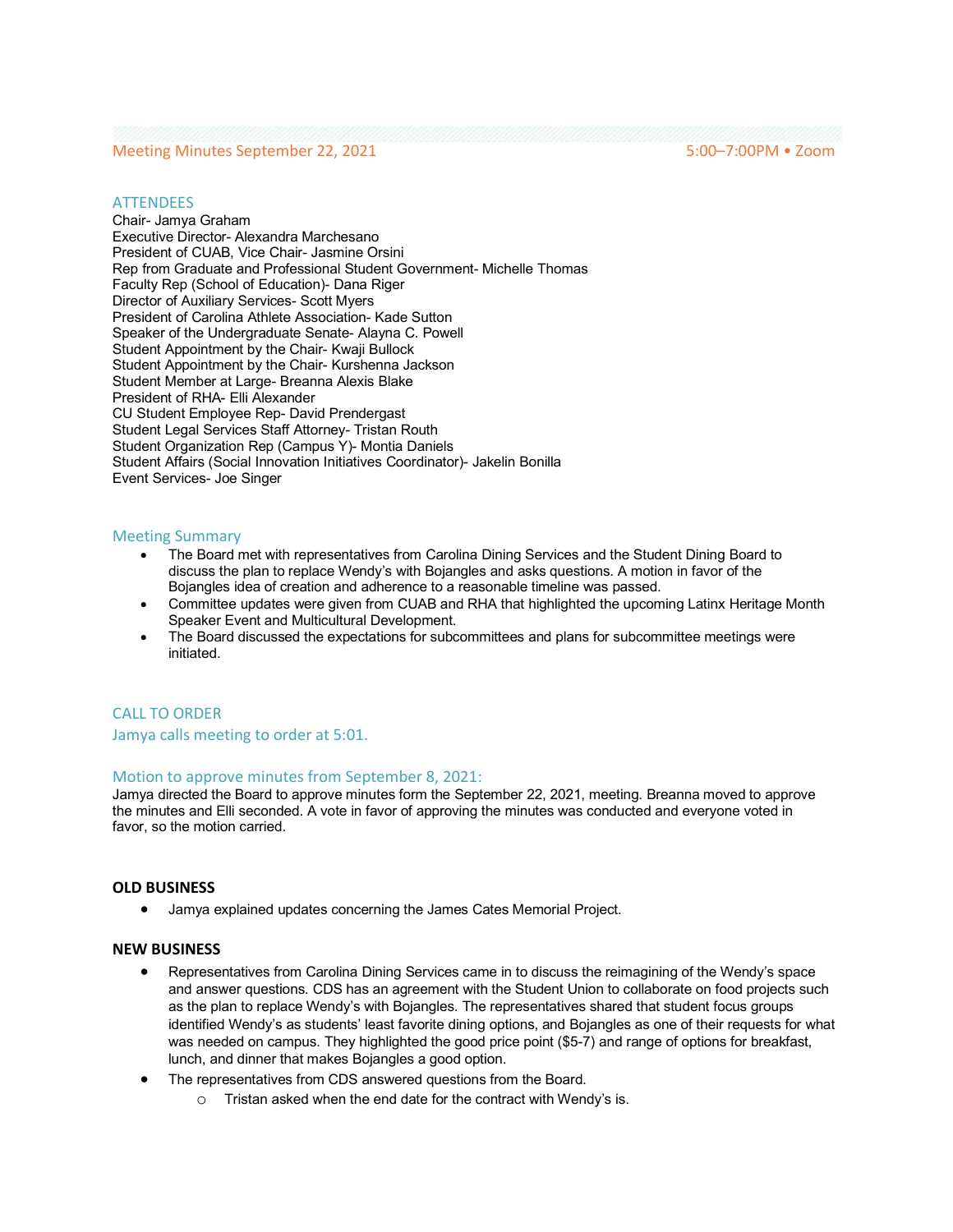Meeting Minutes September 22, 2021 — 5:00–7:00PM • Zoom

## ATTENDEES

Chair- Jamya Graham
Executive Director- Alexandra Marchesano
President of CUAB, Vice Chair- Jasmine Orsini
Rep from Graduate and Professional Student Government- Michelle Thomas
Faculty Rep (School of Education)- Dana Riger
Director of Auxiliary Services- Scott Myers
President of Carolina Athlete Association- Kade Sutton
Speaker of the Undergraduate Senate- Alayna C. Powell
Student Appointment by the Chair- Kwaji Bullock
Student Appointment by the Chair- Kurshenna Jackson
Student Member at Large- Breanna Alexis Blake
President of RHA- Elli Alexander
CU Student Employee Rep- David Prendergast
Student Legal Services Staff Attorney- Tristan Routh
Student Organization Rep (Campus Y)- Montia Daniels
Student Affairs (Social Innovation Initiatives Coordinator)- Jakelin Bonilla
Event Services- Joe Singer

## Meeting Summary

- The Board met with representatives from Carolina Dining Services and the Student Dining Board to discuss the plan to replace Wendy's with Bojangles and asks questions. A motion in favor of the Bojangles idea of creation and adherence to a reasonable timeline was passed.
- Committee updates were given from CUAB and RHA that highlighted the upcoming Latinx Heritage Month Speaker Event and Multicultural Development.
- The Board discussed the expectations for subcommittees and plans for subcommittee meetings were initiated.

## CALL TO ORDER

Jamya calls meeting to order at 5:01.

## Motion to approve minutes from September 8, 2021:

Jamya directed the Board to approve minutes form the September 22, 2021, meeting. Breanna moved to approve the minutes and Elli seconded. A vote in favor of approving the minutes was conducted and everyone voted in favor, so the motion carried.

## OLD BUSINESS

- Jamya explained updates concerning the James Cates Memorial Project.

## NEW BUSINESS

- Representatives from Carolina Dining Services came in to discuss the reimagining of the Wendy's space and answer questions. CDS has an agreement with the Student Union to collaborate on food projects such as the plan to replace Wendy's with Bojangles. The representatives shared that student focus groups identified Wendy's as students' least favorite dining options, and Bojangles as one of their requests for what was needed on campus. They highlighted the good price point ($5-7) and range of options for breakfast, lunch, and dinner that makes Bojangles a good option.
- The representatives from CDS answered questions from the Board.
  - Tristan asked when the end date for the contract with Wendy's is.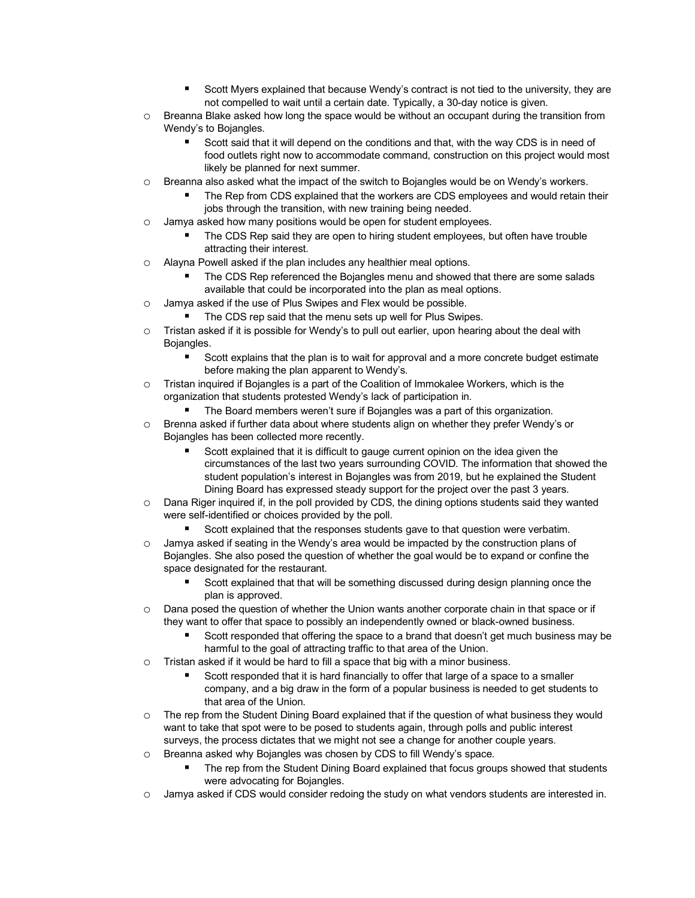- Scott Myers explained that because Wendy's contract is not tied to the university, they are not compelled to wait until a certain date. Typically, a 30-day notice is given.
- Breanna Blake asked how long the space would be without an occupant during the transition from Wendy's to Bojangles.
    - Scott said that it will depend on the conditions and that, with the way CDS is in need of food outlets right now to accommodate command, construction on this project would most likely be planned for next summer.
- Breanna also asked what the impact of the switch to Bojangles would be on Wendy's workers.
    - The Rep from CDS explained that the workers are CDS employees and would retain their jobs through the transition, with new training being needed.
- Jamya asked how many positions would be open for student employees.
    - The CDS Rep said they are open to hiring student employees, but often have trouble attracting their interest.
- Alayna Powell asked if the plan includes any healthier meal options.
    - The CDS Rep referenced the Bojangles menu and showed that there are some salads available that could be incorporated into the plan as meal options.
- Jamya asked if the use of Plus Swipes and Flex would be possible.
    - The CDS rep said that the menu sets up well for Plus Swipes.
- Tristan asked if it is possible for Wendy's to pull out earlier, upon hearing about the deal with Bojangles.
    - Scott explains that the plan is to wait for approval and a more concrete budget estimate before making the plan apparent to Wendy's.
- Tristan inquired if Bojangles is a part of the Coalition of Immokalee Workers, which is the organization that students protested Wendy's lack of participation in.
    - The Board members weren't sure if Bojangles was a part of this organization.
- Brenna asked if further data about where students align on whether they prefer Wendy's or Bojangles has been collected more recently.
    - Scott explained that it is difficult to gauge current opinion on the idea given the circumstances of the last two years surrounding COVID. The information that showed the student population's interest in Bojangles was from 2019, but he explained the Student Dining Board has expressed steady support for the project over the past 3 years.
- Dana Riger inquired if, in the poll provided by CDS, the dining options students said they wanted were self-identified or choices provided by the poll.
    - Scott explained that the responses students gave to that question were verbatim.
- Jamya asked if seating in the Wendy's area would be impacted by the construction plans of Bojangles. She also posed the question of whether the goal would be to expand or confine the space designated for the restaurant.
    - Scott explained that that will be something discussed during design planning once the plan is approved.
- Dana posed the question of whether the Union wants another corporate chain in that space or if they want to offer that space to possibly an independently owned or black-owned business.
    - Scott responded that offering the space to a brand that doesn't get much business may be harmful to the goal of attracting traffic to that area of the Union.
- Tristan asked if it would be hard to fill a space that big with a minor business.
    - Scott responded that it is hard financially to offer that large of a space to a smaller company, and a big draw in the form of a popular business is needed to get students to that area of the Union.
- The rep from the Student Dining Board explained that if the question of what business they would want to take that spot were to be posed to students again, through polls and public interest surveys, the process dictates that we might not see a change for another couple years.
- Breanna asked why Bojangles was chosen by CDS to fill Wendy's space.
    - The rep from the Student Dining Board explained that focus groups showed that students were advocating for Bojangles.
- Jamya asked if CDS would consider redoing the study on what vendors students are interested in.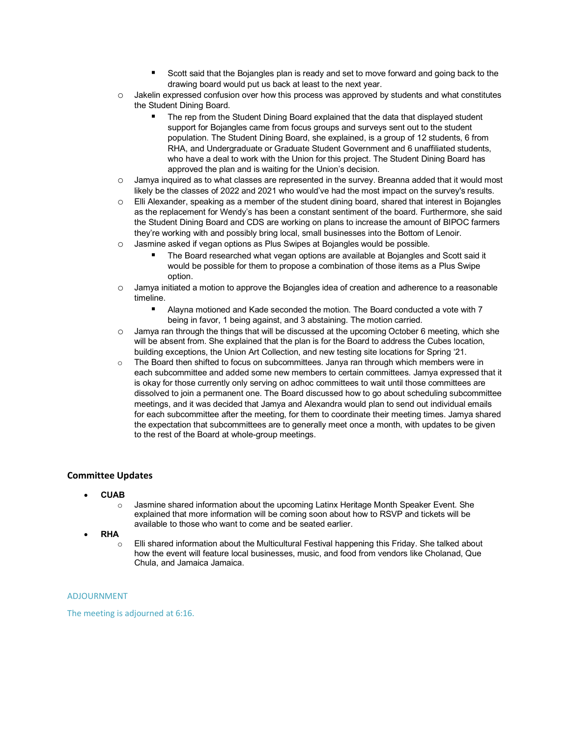- Scott said that the Bojangles plan is ready and set to move forward and going back to the drawing board would put us back at least to the next year.
    - Jakelin expressed confusion over how this process was approved by students and what constitutes the Student Dining Board.
        - The rep from the Student Dining Board explained that the data that displayed student support for Bojangles came from focus groups and surveys sent out to the student population. The Student Dining Board, she explained, is a group of 12 students, 6 from RHA, and Undergraduate or Graduate Student Government and 6 unaffiliated students, who have a deal to work with the Union for this project. The Student Dining Board has approved the plan and is waiting for the Union's decision.
    - Jamya inquired as to what classes are represented in the survey. Breanna added that it would most likely be the classes of 2022 and 2021 who would've had the most impact on the survey's results.
    - Elli Alexander, speaking as a member of the student dining board, shared that interest in Bojangles as the replacement for Wendy's has been a constant sentiment of the board. Furthermore, she said the Student Dining Board and CDS are working on plans to increase the amount of BIPOC farmers they're working with and possibly bring local, small businesses into the Bottom of Lenoir.
    - Jasmine asked if vegan options as Plus Swipes at Bojangles would be possible.
        - The Board researched what vegan options are available at Bojangles and Scott said it would be possible for them to propose a combination of those items as a Plus Swipe option.
    - Jamya initiated a motion to approve the Bojangles idea of creation and adherence to a reasonable timeline.
        - Alayna motioned and Kade seconded the motion. The Board conducted a vote with 7 being in favor, 1 being against, and 3 abstaining. The motion carried.
    - Jamya ran through the things that will be discussed at the upcoming October 6 meeting, which she will be absent from. She explained that the plan is for the Board to address the Cubes location, building exceptions, the Union Art Collection, and new testing site locations for Spring '21.
    - The Board then shifted to focus on subcommittees. Janya ran through which members were in each subcommittee and added some new members to certain committees. Jamya expressed that it is okay for those currently only serving on adhoc committees to wait until those committees are dissolved to join a permanent one. The Board discussed how to go about scheduling subcommittee meetings, and it was decided that Jamya and Alexandra would plan to send out individual emails for each subcommittee after the meeting, for them to coordinate their meeting times. Jamya shared the expectation that subcommittees are to generally meet once a month, with updates to be given to the rest of the Board at whole-group meetings.

## Committee Updates

- **CUAB**
    - Jasmine shared information about the upcoming Latinx Heritage Month Speaker Event. She explained that more information will be coming soon about how to RSVP and tickets will be available to those who want to come and be seated earlier.
- **RHA**
    - Elli shared information about the Multicultural Festival happening this Friday. She talked about how the event will feature local businesses, music, and food from vendors like Cholanad, Que Chula, and Jamaica Jamaica.

## ADJOURNMENT

The meeting is adjourned at 6:16.